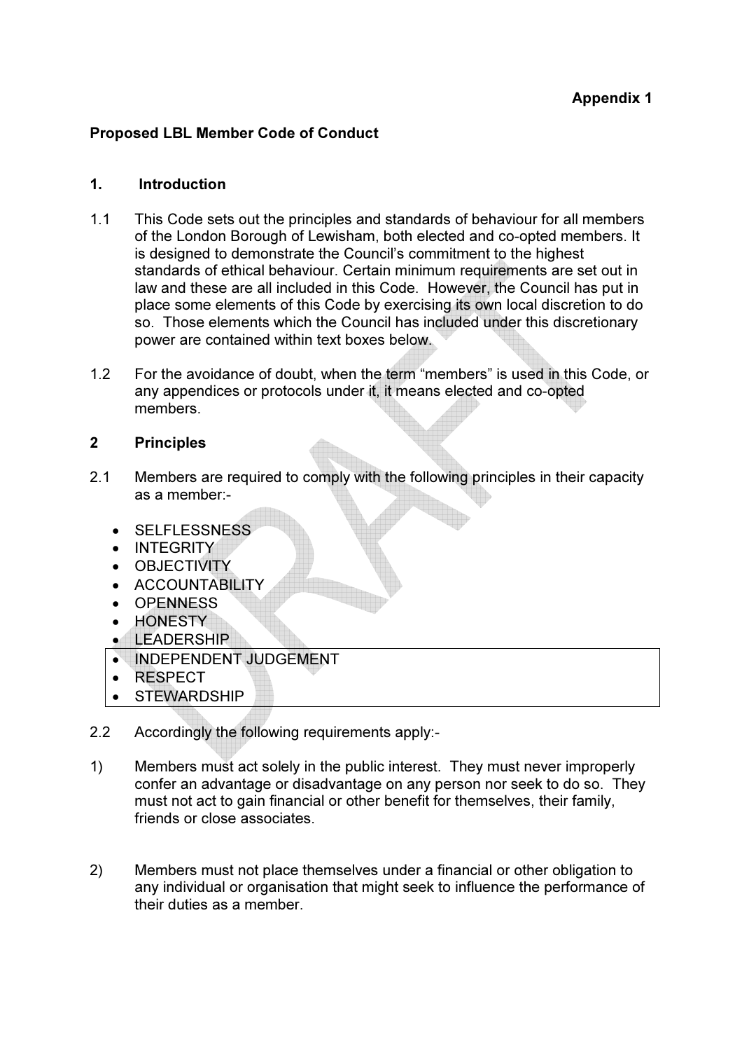**Appendix 1**

**Proposed LBL Member Code of Conduct**

## 1. Introduction

1.1 This Code sets out the principles and standards of behaviour for all members of the London Borough of Lewisham, both elected and co-opted members. It is designed to demonstrate the Council's commitment to the highest standards of ethical behaviour. Certain minimum requirements are set out in law and these are all included in this Code. However, the Council has put in place some elements of this Code by exercising its own local discretion to do so. Those elements which the Council has included under this discretionary power are contained within text boxes below.

1.2 For the avoidance of doubt, when the term "members" is used in this Code, or any appendices or protocols under it, it means elected and co-opted members.

## 2 Principles

2.1 Members are required to comply with the following principles in their capacity as a member:-

- SELFLESSNESS
- INTEGRITY
- OBJECTIVITY
- ACCOUNTABILITY
- OPENNESS
- HONESTY
- LEADERSHIP
- INDEPENDENT JUDGEMENT
- RESPECT
- STEWARDSHIP

2.2 Accordingly the following requirements apply:-

1) Members must act solely in the public interest. They must never improperly confer an advantage or disadvantage on any person nor seek to do so. They must not act to gain financial or other benefit for themselves, their family, friends or close associates.

2) Members must not place themselves under a financial or other obligation to any individual or organisation that might seek to influence the performance of their duties as a member.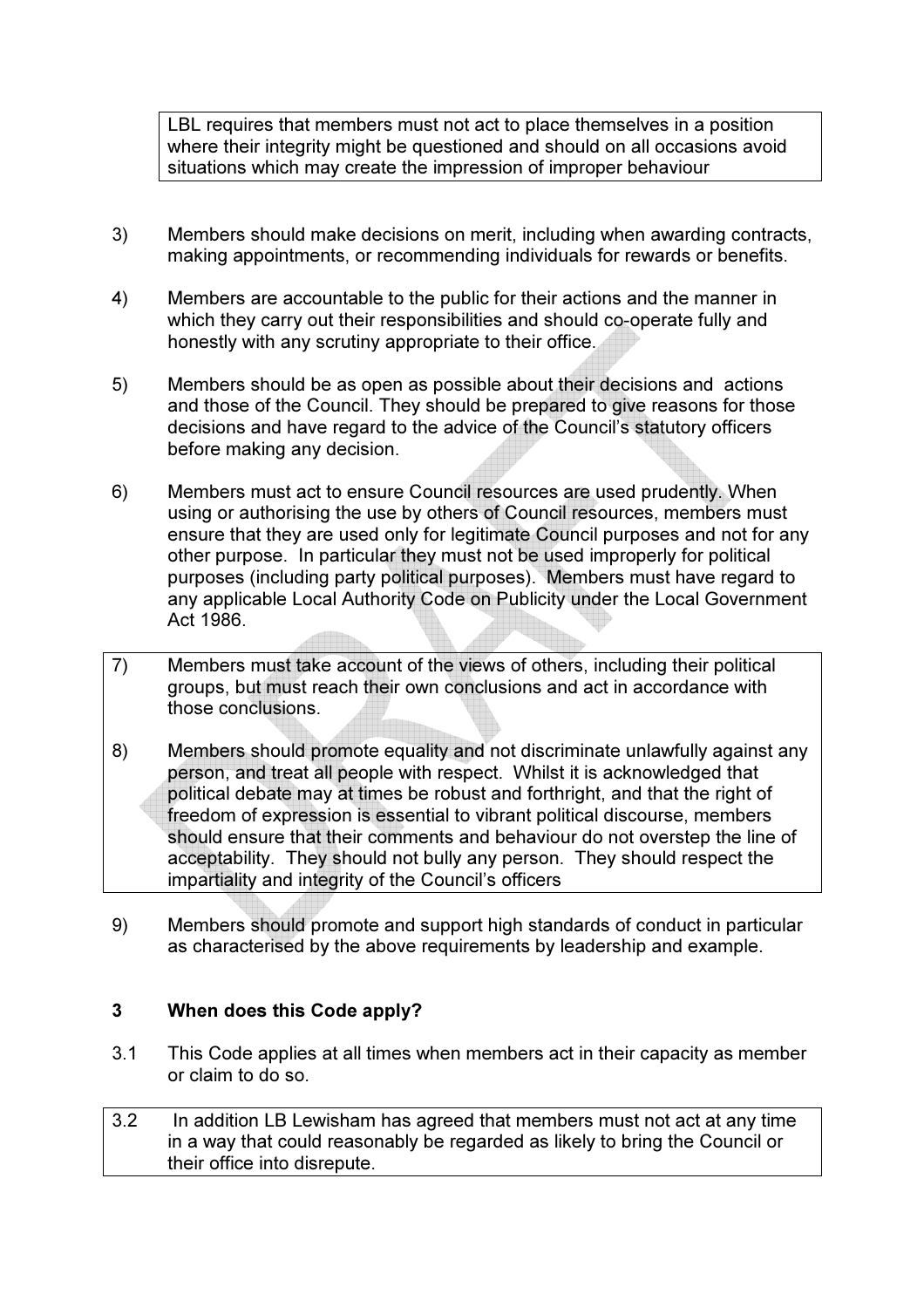LBL requires that members must not act to place themselves in a position where their integrity might be questioned and should on all occasions avoid situations which may create the impression of improper behaviour

3) Members should make decisions on merit, including when awarding contracts, making appointments, or recommending individuals for rewards or benefits.

4) Members are accountable to the public for their actions and the manner in which they carry out their responsibilities and should co-operate fully and honestly with any scrutiny appropriate to their office.

5) Members should be as open as possible about their decisions and actions and those of the Council. They should be prepared to give reasons for those decisions and have regard to the advice of the Council's statutory officers before making any decision.

6) Members must act to ensure Council resources are used prudently. When using or authorising the use by others of Council resources, members must ensure that they are used only for legitimate Council purposes and not for any other purpose. In particular they must not be used improperly for political purposes (including party political purposes). Members must have regard to any applicable Local Authority Code on Publicity under the Local Government Act 1986.

7) Members must take account of the views of others, including their political groups, but must reach their own conclusions and act in accordance with those conclusions.

8) Members should promote equality and not discriminate unlawfully against any person, and treat all people with respect. Whilst it is acknowledged that political debate may at times be robust and forthright, and that the right of freedom of expression is essential to vibrant political discourse, members should ensure that their comments and behaviour do not overstep the line of acceptability. They should not bully any person. They should respect the impartiality and integrity of the Council's officers

9) Members should promote and support high standards of conduct in particular as characterised by the above requirements by leadership and example.

## 3 When does this Code apply?

3.1 This Code applies at all times when members act in their capacity as member or claim to do so.

3.2 In addition LB Lewisham has agreed that members must not act at any time in a way that could reasonably be regarded as likely to bring the Council or their office into disrepute.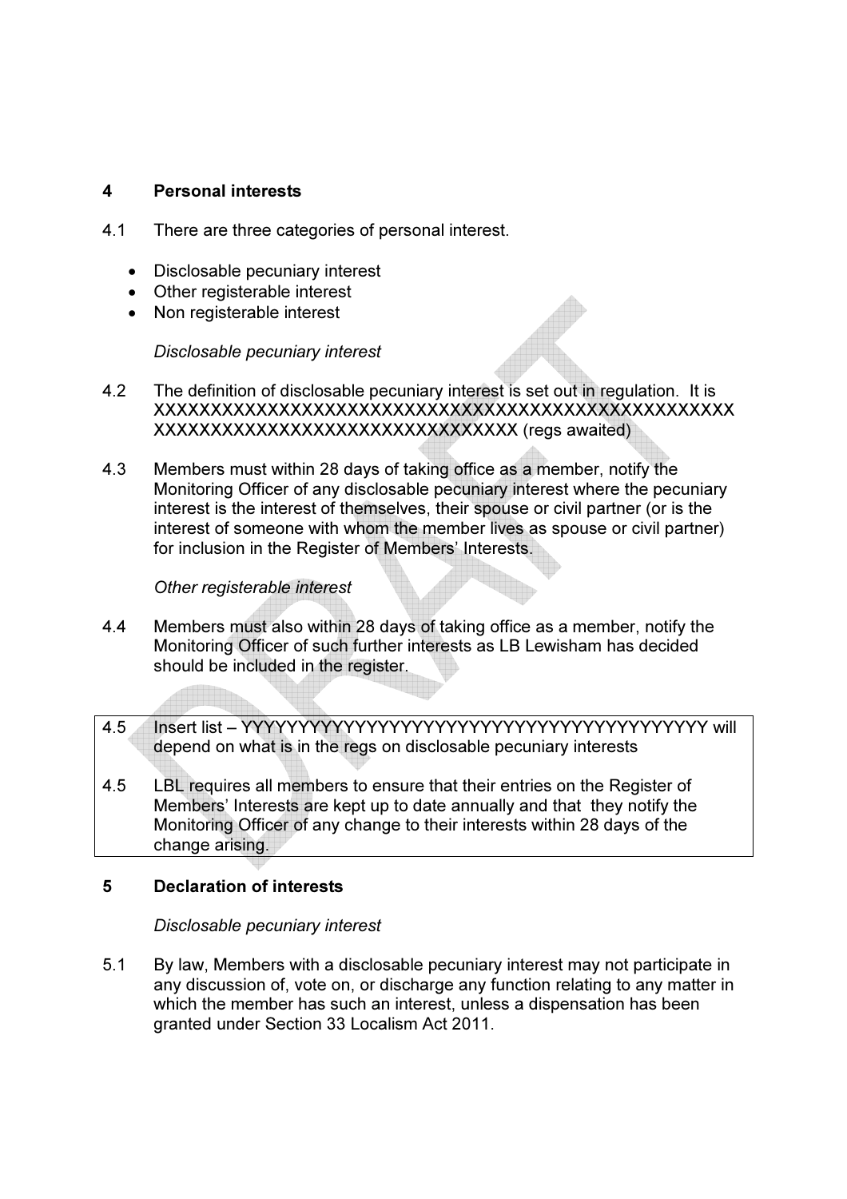## 4 Personal interests

4.1 There are three categories of personal interest.

- Disclosable pecuniary interest
- Other registerable interest
- Non registerable interest

*Disclosable pecuniary interest*

4.2 The definition of disclosable pecuniary interest is set out in regulation. It is XXXXXXXXXXXXXXXXXXXXXXXXXXXXXXXXXXXXXXXXXXXXXXX XXXXXXXXXXXXXXXXXXXXXXXXXXXXXXXXX (regs awaited)

4.3 Members must within 28 days of taking office as a member, notify the Monitoring Officer of any disclosable pecuniary interest where the pecuniary interest is the interest of themselves, their spouse or civil partner (or is the interest of someone with whom the member lives as spouse or civil partner) for inclusion in the Register of Members' Interests.

*Other registerable interest*

4.4 Members must also within 28 days of taking office as a member, notify the Monitoring Officer of such further interests as LB Lewisham has decided should be included in the register.

4.5 Insert list – YYYYYYYYYYYYYYYYYYYYYYYYYYYYYYYYYYYYYYYYYY will depend on what is in the regs on disclosable pecuniary interests

4.5 LBL requires all members to ensure that their entries on the Register of Members' Interests are kept up to date annually and that they notify the Monitoring Officer of any change to their interests within 28 days of the change arising.

## 5 Declaration of interests

*Disclosable pecuniary interest*

5.1 By law, Members with a disclosable pecuniary interest may not participate in any discussion of, vote on, or discharge any function relating to any matter in which the member has such an interest, unless a dispensation has been granted under Section 33 Localism Act 2011.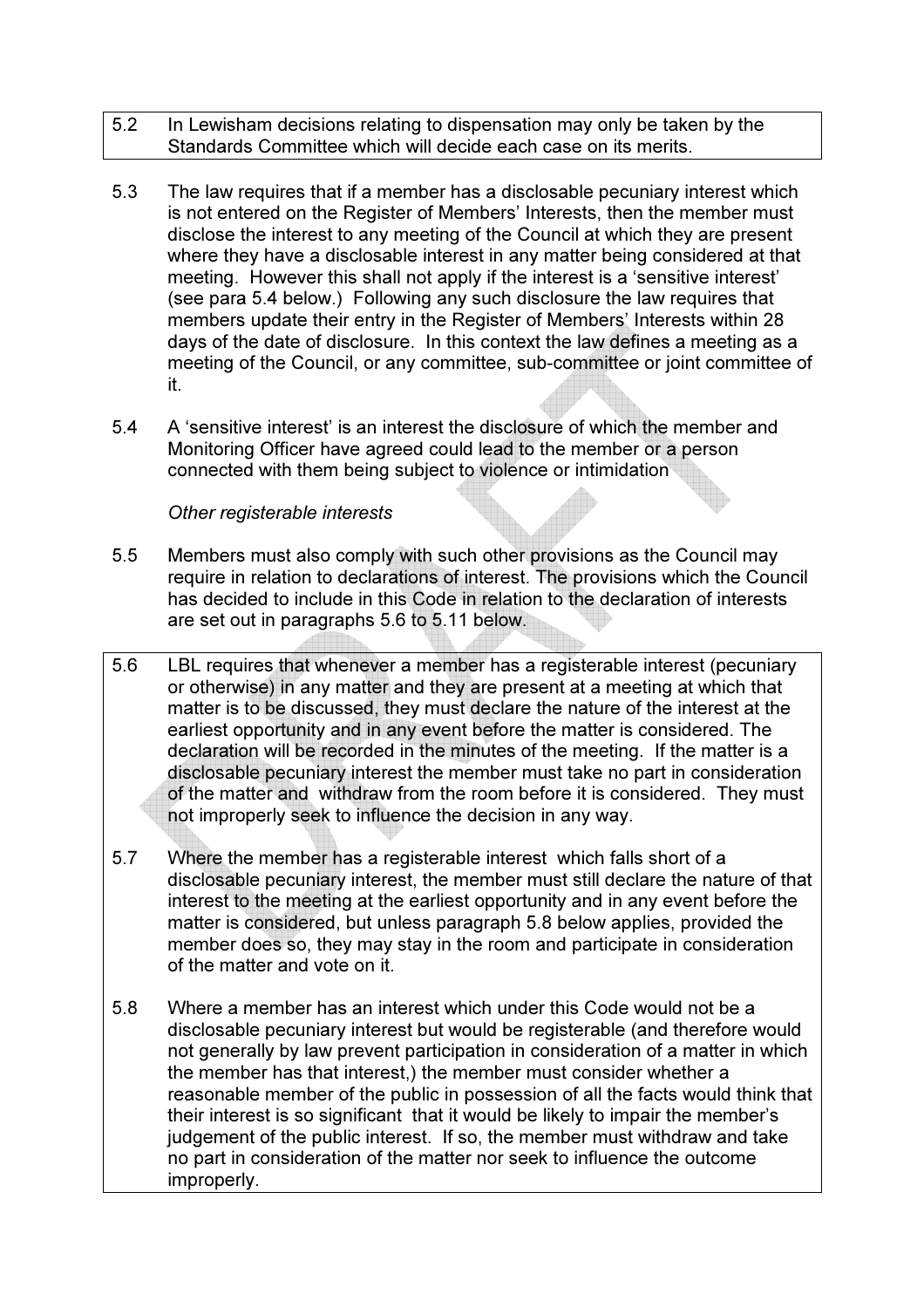5.2 In Lewisham decisions relating to dispensation may only be taken by the Standards Committee which will decide each case on its merits.

5.3 The law requires that if a member has a disclosable pecuniary interest which is not entered on the Register of Members' Interests, then the member must disclose the interest to any meeting of the Council at which they are present where they have a disclosable interest in any matter being considered at that meeting. However this shall not apply if the interest is a 'sensitive interest' (see para 5.4 below.) Following any such disclosure the law requires that members update their entry in the Register of Members' Interests within 28 days of the date of disclosure. In this context the law defines a meeting as a meeting of the Council, or any committee, sub-committee or joint committee of it.

5.4 A 'sensitive interest' is an interest the disclosure of which the member and Monitoring Officer have agreed could lead to the member or a person connected with them being subject to violence or intimidation

*Other registerable interests*

5.5 Members must also comply with such other provisions as the Council may require in relation to declarations of interest. The provisions which the Council has decided to include in this Code in relation to the declaration of interests are set out in paragraphs 5.6 to 5.11 below.

5.6 LBL requires that whenever a member has a registerable interest (pecuniary or otherwise) in any matter and they are present at a meeting at which that matter is to be discussed, they must declare the nature of the interest at the earliest opportunity and in any event before the matter is considered. The declaration will be recorded in the minutes of the meeting. If the matter is a disclosable pecuniary interest the member must take no part in consideration of the matter and withdraw from the room before it is considered. They must not improperly seek to influence the decision in any way.

5.7 Where the member has a registerable interest which falls short of a disclosable pecuniary interest, the member must still declare the nature of that interest to the meeting at the earliest opportunity and in any event before the matter is considered, but unless paragraph 5.8 below applies, provided the member does so, they may stay in the room and participate in consideration of the matter and vote on it.

5.8 Where a member has an interest which under this Code would not be a disclosable pecuniary interest but would be registerable (and therefore would not generally by law prevent participation in consideration of a matter in which the member has that interest,) the member must consider whether a reasonable member of the public in possession of all the facts would think that their interest is so significant that it would be likely to impair the member's judgement of the public interest. If so, the member must withdraw and take no part in consideration of the matter nor seek to influence the outcome improperly.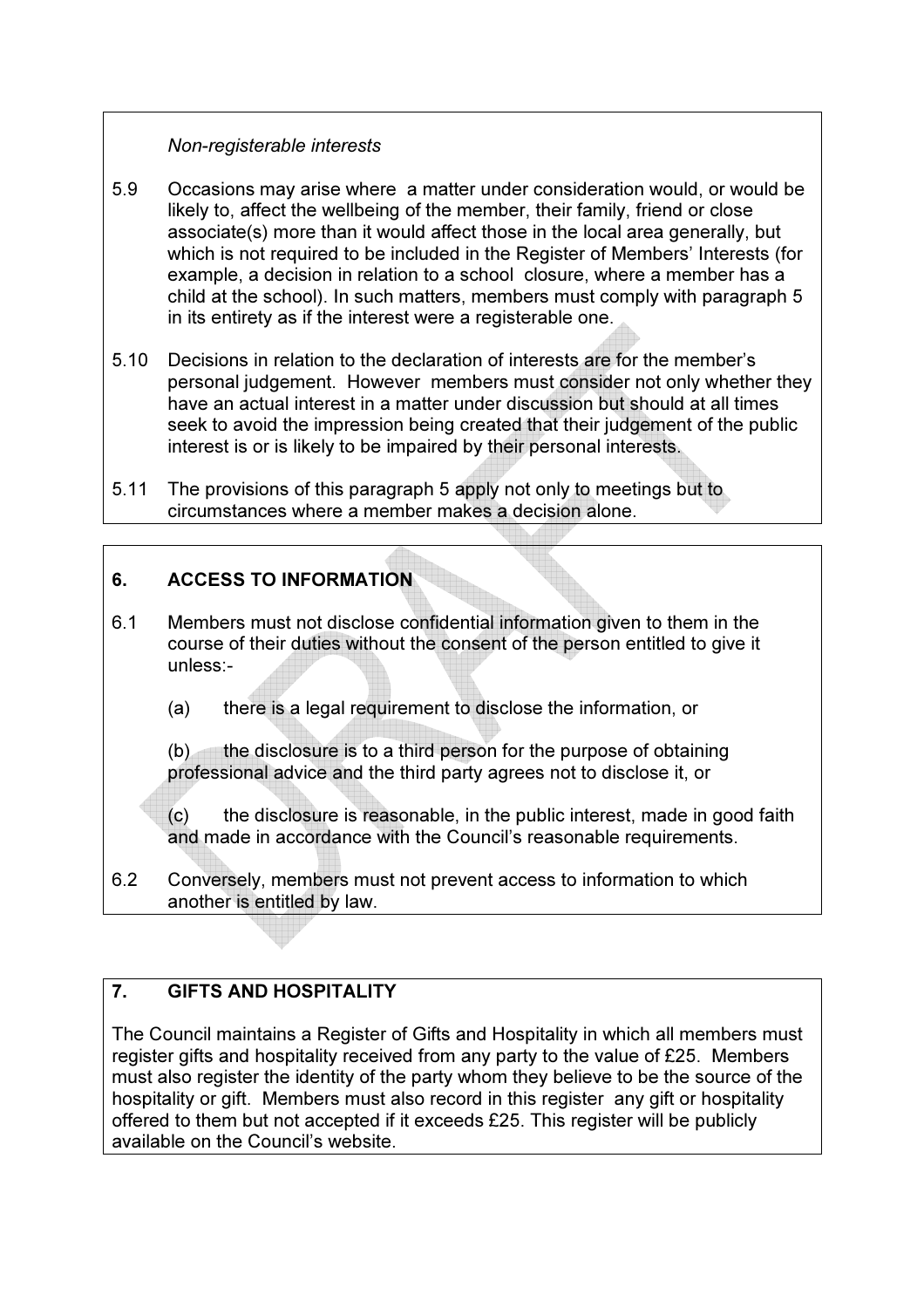*Non-registerable interests*

5.9 Occasions may arise where a matter under consideration would, or would be likely to, affect the wellbeing of the member, their family, friend or close associate(s) more than it would affect those in the local area generally, but which is not required to be included in the Register of Members' Interests (for example, a decision in relation to a school closure, where a member has a child at the school). In such matters, members must comply with paragraph 5 in its entirety as if the interest were a registerable one.

5.10 Decisions in relation to the declaration of interests are for the member's personal judgement. However members must consider not only whether they have an actual interest in a matter under discussion but should at all times seek to avoid the impression being created that their judgement of the public interest is or is likely to be impaired by their personal interests.

5.11 The provisions of this paragraph 5 apply not only to meetings but to circumstances where a member makes a decision alone.

## 6. ACCESS TO INFORMATION

6.1 Members must not disclose confidential information given to them in the course of their duties without the consent of the person entitled to give it unless:-

(a) there is a legal requirement to disclose the information, or

(b) the disclosure is to a third person for the purpose of obtaining professional advice and the third party agrees not to disclose it, or

(c) the disclosure is reasonable, in the public interest, made in good faith and made in accordance with the Council's reasonable requirements.

6.2 Conversely, members must not prevent access to information to which another is entitled by law.

## 7. GIFTS AND HOSPITALITY

The Council maintains a Register of Gifts and Hospitality in which all members must register gifts and hospitality received from any party to the value of £25. Members must also register the identity of the party whom they believe to be the source of the hospitality or gift. Members must also record in this register any gift or hospitality offered to them but not accepted if it exceeds £25. This register will be publicly available on the Council's website.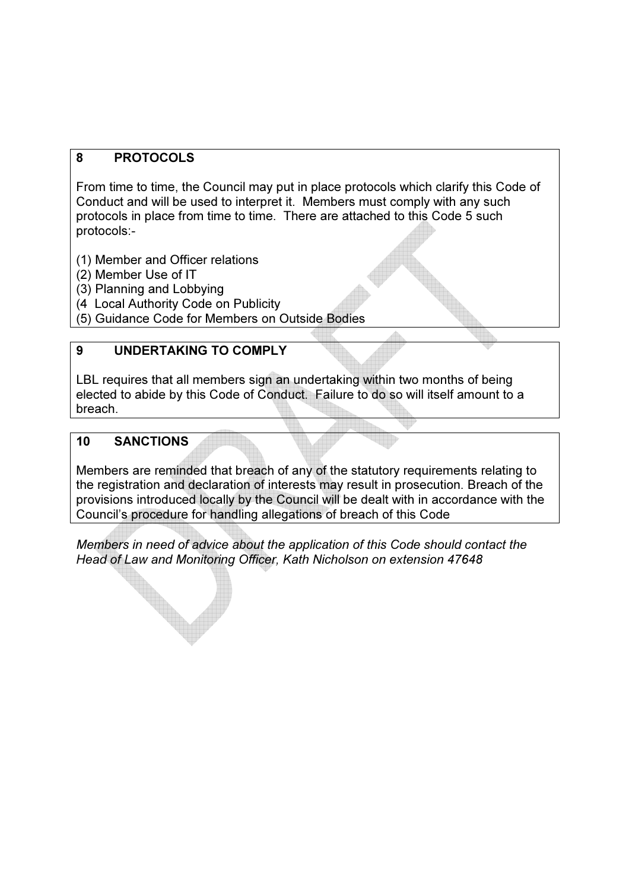## 8 PROTOCOLS

From time to time, the Council may put in place protocols which clarify this Code of Conduct and will be used to interpret it. Members must comply with any such protocols in place from time to time. There are attached to this Code 5 such protocols:-

(1) Member and Officer relations
(2) Member Use of IT
(3) Planning and Lobbying
(4 Local Authority Code on Publicity
(5) Guidance Code for Members on Outside Bodies

## 9 UNDERTAKING TO COMPLY

LBL requires that all members sign an undertaking within two months of being elected to abide by this Code of Conduct. Failure to do so will itself amount to a breach.

## 10 SANCTIONS

Members are reminded that breach of any of the statutory requirements relating to the registration and declaration of interests may result in prosecution. Breach of the provisions introduced locally by the Council will be dealt with in accordance with the Council's procedure for handling allegations of breach of this Code

*Members in need of advice about the application of this Code should contact the Head of Law and Monitoring Officer, Kath Nicholson on extension 47648*